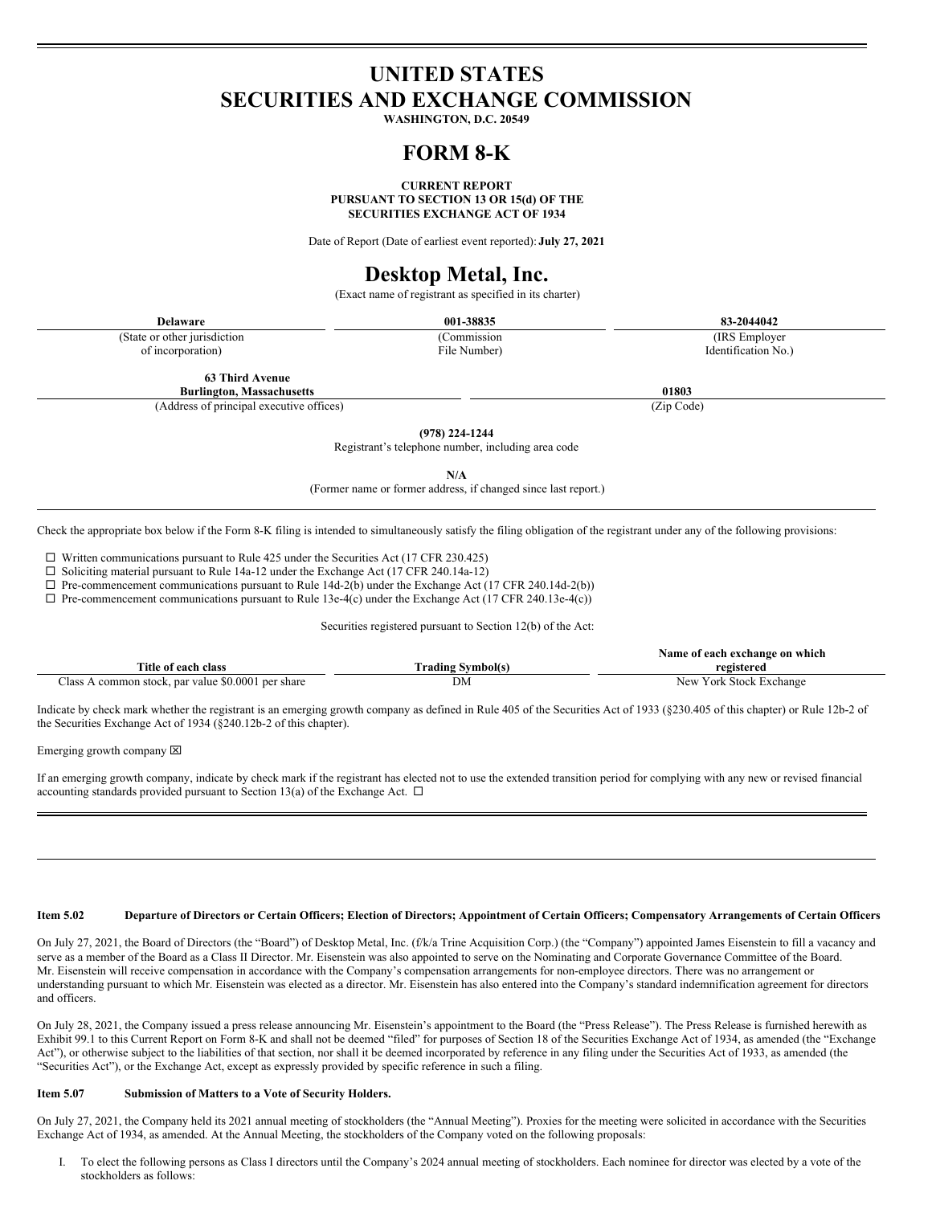# UNITED STATES
# SECURITIES AND EXCHANGE COMMISSION

**WASHINGTON, D.C. 20549**

# FORM 8-K

**CURRENT REPORT**
**PURSUANT TO SECTION 13 OR 15(d) OF THE**
**SECURITIES EXCHANGE ACT OF 1934**

Date of Report (Date of earliest event reported): **July 27, 2021**

# Desktop Metal, Inc.

(Exact name of registrant as specified in its charter)

| **Delaware** | **001-38835** | **83-2044042** |
|---|---|---|
| (State or other jurisdiction of incorporation) | (Commission File Number) | (IRS Employer Identification No.) |

| **63 Third Avenue Burlington, Massachusetts** | **01803** |
|---|---|
| (Address of principal executive offices) | (Zip Code) |

**(978) 224-1244**
Registrant's telephone number, including area code

**N/A**
(Former name or former address, if changed since last report.)

Check the appropriate box below if the Form 8-K filing is intended to simultaneously satisfy the filing obligation of the registrant under any of the following provisions:

☐ Written communications pursuant to Rule 425 under the Securities Act (17 CFR 230.425)
☐ Soliciting material pursuant to Rule 14a-12 under the Exchange Act (17 CFR 240.14a-12)
☐ Pre-commencement communications pursuant to Rule 14d-2(b) under the Exchange Act (17 CFR 240.14d-2(b))
☐ Pre-commencement communications pursuant to Rule 13e-4(c) under the Exchange Act (17 CFR 240.13e-4(c))

Securities registered pursuant to Section 12(b) of the Act:

| Title of each class | Trading Symbol(s) | Name of each exchange on which registered |
|---|---|---|
| Class A common stock, par value $0.0001 per share | DM | New York Stock Exchange |

Indicate by check mark whether the registrant is an emerging growth company as defined in Rule 405 of the Securities Act of 1933 (§230.405 of this chapter) or Rule 12b-2 of the Securities Exchange Act of 1934 (§240.12b-2 of this chapter).

Emerging growth company ☒

If an emerging growth company, indicate by check mark if the registrant has elected not to use the extended transition period for complying with any new or revised financial accounting standards provided pursuant to Section 13(a) of the Exchange Act. ☐

**Item 5.02 Departure of Directors or Certain Officers; Election of Directors; Appointment of Certain Officers; Compensatory Arrangements of Certain Officers**

On July 27, 2021, the Board of Directors (the "Board") of Desktop Metal, Inc. (f/k/a Trine Acquisition Corp.) (the "Company") appointed James Eisenstein to fill a vacancy and serve as a member of the Board as a Class II Director. Mr. Eisenstein was also appointed to serve on the Nominating and Corporate Governance Committee of the Board. Mr. Eisenstein will receive compensation in accordance with the Company's compensation arrangements for non-employee directors. There was no arrangement or understanding pursuant to which Mr. Eisenstein was elected as a director. Mr. Eisenstein has also entered into the Company's standard indemnification agreement for directors and officers.

On July 28, 2021, the Company issued a press release announcing Mr. Eisenstein's appointment to the Board (the "Press Release"). The Press Release is furnished herewith as Exhibit 99.1 to this Current Report on Form 8-K and shall not be deemed "filed" for purposes of Section 18 of the Securities Exchange Act of 1934, as amended (the "Exchange Act"), or otherwise subject to the liabilities of that section, nor shall it be deemed incorporated by reference in any filing under the Securities Act of 1933, as amended (the "Securities Act"), or the Exchange Act, except as expressly provided by specific reference in such a filing.

**Item 5.07 Submission of Matters to a Vote of Security Holders.**

On July 27, 2021, the Company held its 2021 annual meeting of stockholders (the "Annual Meeting"). Proxies for the meeting were solicited in accordance with the Securities Exchange Act of 1934, as amended. At the Annual Meeting, the stockholders of the Company voted on the following proposals:

I. To elect the following persons as Class I directors until the Company's 2024 annual meeting of stockholders. Each nominee for director was elected by a vote of the stockholders as follows: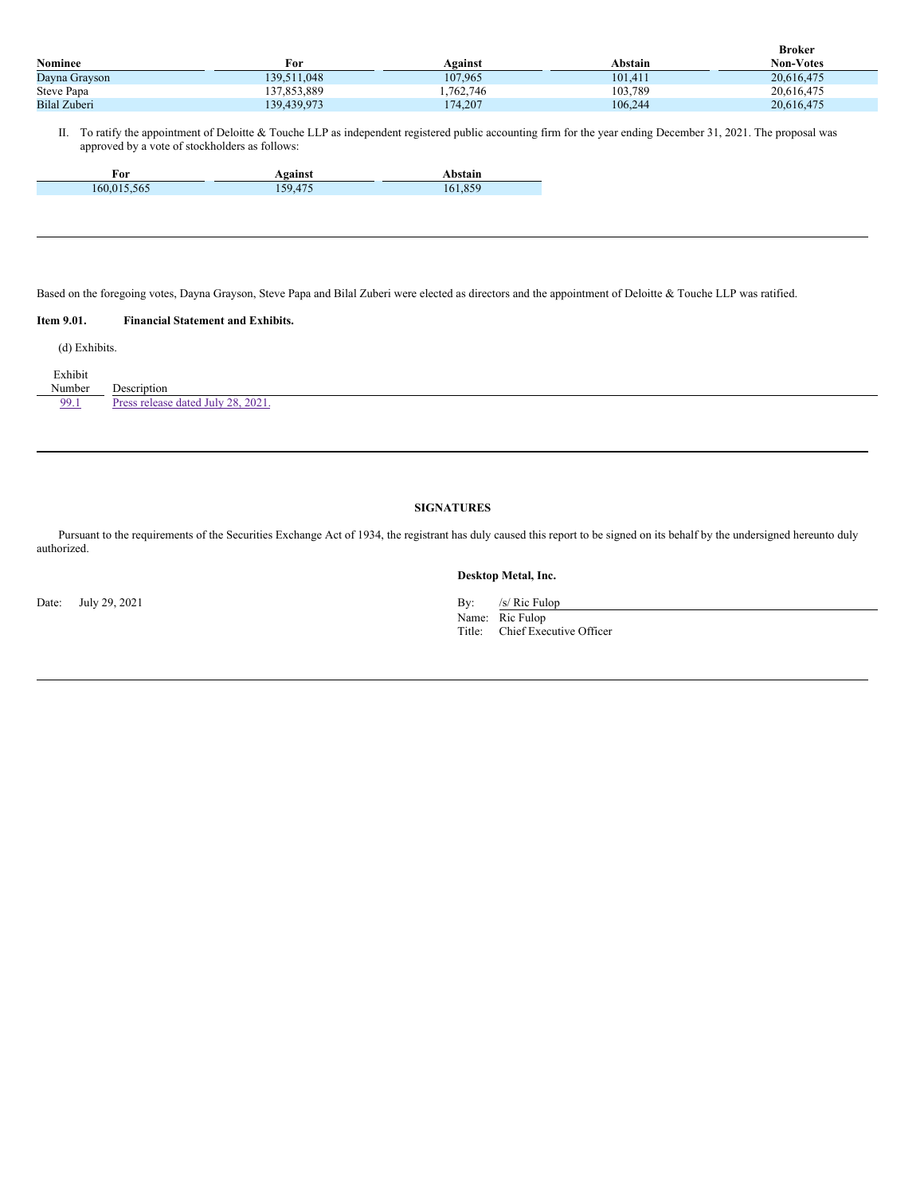| Nominee | For | Against | Abstain | Broker Non-Votes |
| --- | --- | --- | --- | --- |
| Dayna Grayson | 139,511,048 | 107,965 | 101,411 | 20,616,475 |
| Steve Papa | 137,853,889 | 1,762,746 | 103,789 | 20,616,475 |
| Bilal Zuberi | 139,439,973 | 174,207 | 106,244 | 20,616,475 |

II. To ratify the appointment of Deloitte & Touche LLP as independent registered public accounting firm for the year ending December 31, 2021. The proposal was approved by a vote of stockholders as follows:

| For | Against | Abstain |
| --- | --- | --- |
| 160,015,565 | 159,475 | 161,859 |

Based on the foregoing votes, Dayna Grayson, Steve Papa and Bilal Zuberi were elected as directors and the appointment of Deloitte & Touche LLP was ratified.

**Item 9.01. Financial Statement and Exhibits.**

(d) Exhibits.

| Exhibit Number | Description |
| --- | --- |
| 99.1 | Press release dated July 28, 2021. |

## SIGNATURES

Pursuant to the requirements of the Securities Exchange Act of 1934, the registrant has duly caused this report to be signed on its behalf by the undersigned hereunto duly authorized.

**Desktop Metal, Inc.**

Date: July 29, 2021

By: /s/ Ric Fulop
Name: Ric Fulop
Title: Chief Executive Officer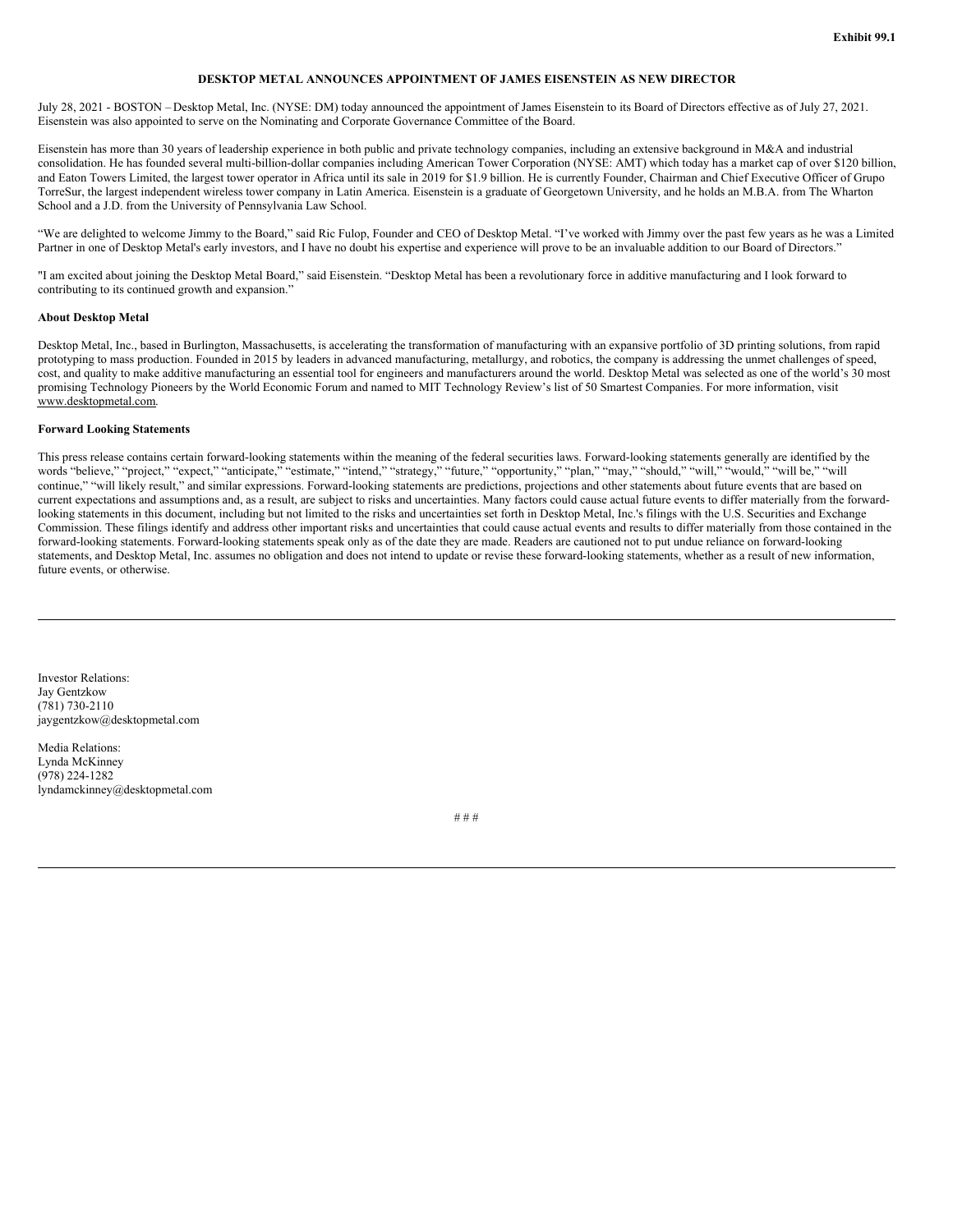**Exhibit 99.1**

# DESKTOP METAL ANNOUNCES APPOINTMENT OF JAMES EISENSTEIN AS NEW DIRECTOR

July 28, 2021 - BOSTON – Desktop Metal, Inc. (NYSE: DM) today announced the appointment of James Eisenstein to its Board of Directors effective as of July 27, 2021. Eisenstein was also appointed to serve on the Nominating and Corporate Governance Committee of the Board.

Eisenstein has more than 30 years of leadership experience in both public and private technology companies, including an extensive background in M&A and industrial consolidation. He has founded several multi-billion-dollar companies including American Tower Corporation (NYSE: AMT) which today has a market cap of over $120 billion, and Eaton Towers Limited, the largest tower operator in Africa until its sale in 2019 for $1.9 billion. He is currently Founder, Chairman and Chief Executive Officer of Grupo TorreSur, the largest independent wireless tower company in Latin America. Eisenstein is a graduate of Georgetown University, and he holds an M.B.A. from The Wharton School and a J.D. from the University of Pennsylvania Law School.

"We are delighted to welcome Jimmy to the Board," said Ric Fulop, Founder and CEO of Desktop Metal. "I've worked with Jimmy over the past few years as he was a Limited Partner in one of Desktop Metal's early investors, and I have no doubt his expertise and experience will prove to be an invaluable addition to our Board of Directors."

"I am excited about joining the Desktop Metal Board," said Eisenstein. "Desktop Metal has been a revolutionary force in additive manufacturing and I look forward to contributing to its continued growth and expansion."

**About Desktop Metal**

Desktop Metal, Inc., based in Burlington, Massachusetts, is accelerating the transformation of manufacturing with an expansive portfolio of 3D printing solutions, from rapid prototyping to mass production. Founded in 2015 by leaders in advanced manufacturing, metallurgy, and robotics, the company is addressing the unmet challenges of speed, cost, and quality to make additive manufacturing an essential tool for engineers and manufacturers around the world. Desktop Metal was selected as one of the world's 30 most promising Technology Pioneers by the World Economic Forum and named to MIT Technology Review's list of 50 Smartest Companies. For more information, visit www.desktopmetal.com.

**Forward Looking Statements**

This press release contains certain forward-looking statements within the meaning of the federal securities laws. Forward-looking statements generally are identified by the words "believe," "project," "expect," "anticipate," "estimate," "intend," "strategy," "future," "opportunity," "plan," "may," "should," "will," "would," "will be," "will continue," "will likely result," and similar expressions. Forward-looking statements are predictions, projections and other statements about future events that are based on current expectations and assumptions and, as a result, are subject to risks and uncertainties. Many factors could cause actual future events to differ materially from the forward-looking statements in this document, including but not limited to the risks and uncertainties set forth in Desktop Metal, Inc.'s filings with the U.S. Securities and Exchange Commission. These filings identify and address other important risks and uncertainties that could cause actual events and results to differ materially from those contained in the forward-looking statements. Forward-looking statements speak only as of the date they are made. Readers are cautioned not to put undue reliance on forward-looking statements, and Desktop Metal, Inc. assumes no obligation and does not intend to update or revise these forward-looking statements, whether as a result of new information, future events, or otherwise.

---

Investor Relations:
Jay Gentzkow
(781) 730-2110
jaygentzkow@desktopmetal.com

Media Relations:
Lynda McKinney
(978) 224-1282
lyndamckinney@desktopmetal.com

# # #